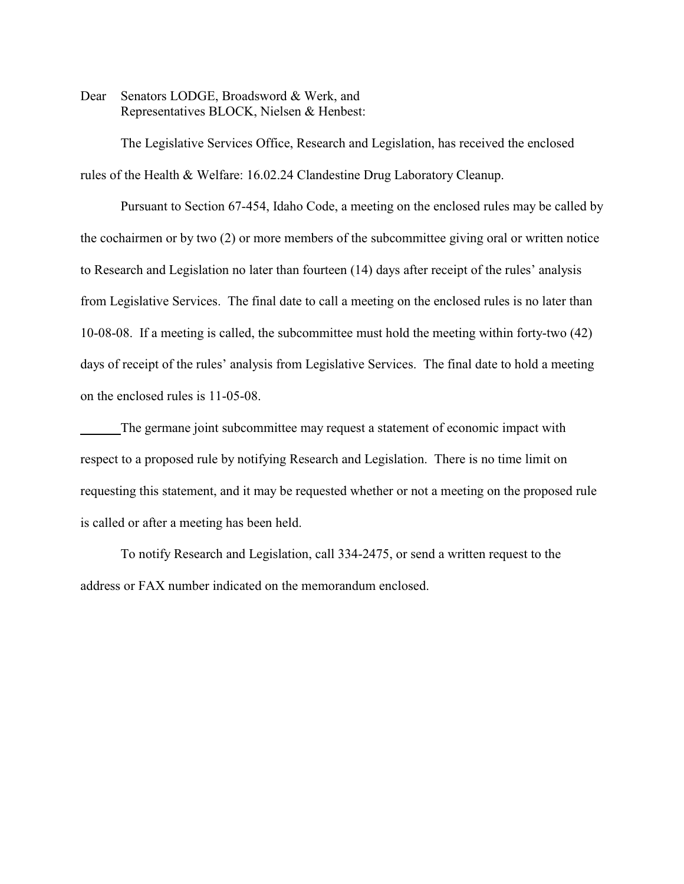Dear Senators LODGE, Broadsword & Werk, and
Representatives BLOCK, Nielsen & Henbest:

The Legislative Services Office, Research and Legislation, has received the enclosed rules of the Health & Welfare: 16.02.24 Clandestine Drug Laboratory Cleanup.

Pursuant to Section 67-454, Idaho Code, a meeting on the enclosed rules may be called by the cochairmen or by two (2) or more members of the subcommittee giving oral or written notice to Research and Legislation no later than fourteen (14) days after receipt of the rules' analysis from Legislative Services. The final date to call a meeting on the enclosed rules is no later than 10-08-08. If a meeting is called, the subcommittee must hold the meeting within forty-two (42) days of receipt of the rules' analysis from Legislative Services. The final date to hold a meeting on the enclosed rules is 11-05-08.

______The germane joint subcommittee may request a statement of economic impact with respect to a proposed rule by notifying Research and Legislation. There is no time limit on requesting this statement, and it may be requested whether or not a meeting on the proposed rule is called or after a meeting has been held.

To notify Research and Legislation, call 334-2475, or send a written request to the address or FAX number indicated on the memorandum enclosed.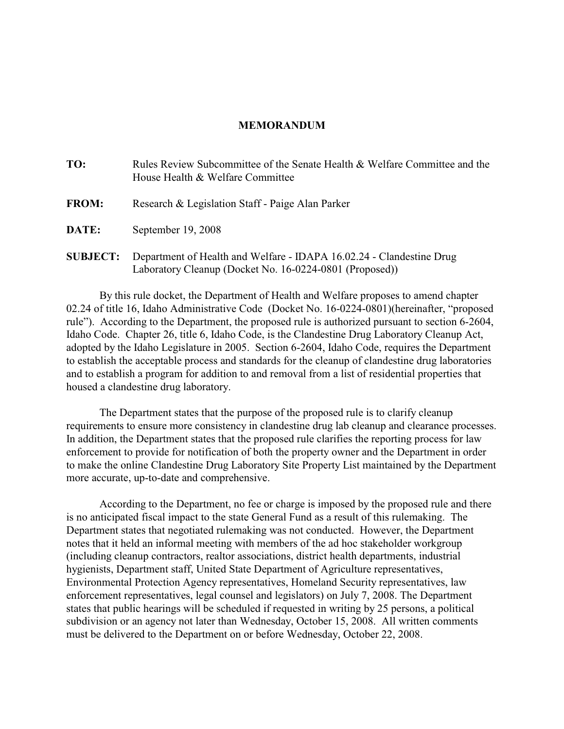# MEMORANDUM

**TO:** Rules Review Subcommittee of the Senate Health & Welfare Committee and the House Health & Welfare Committee

**FROM:** Research & Legislation Staff - Paige Alan Parker

**DATE:** September 19, 2008

**SUBJECT:** Department of Health and Welfare - IDAPA 16.02.24 - Clandestine Drug Laboratory Cleanup (Docket No. 16-0224-0801 (Proposed))

By this rule docket, the Department of Health and Welfare proposes to amend chapter 02.24 of title 16, Idaho Administrative Code (Docket No. 16-0224-0801)(hereinafter, "proposed rule"). According to the Department, the proposed rule is authorized pursuant to section 6-2604, Idaho Code. Chapter 26, title 6, Idaho Code, is the Clandestine Drug Laboratory Cleanup Act, adopted by the Idaho Legislature in 2005. Section 6-2604, Idaho Code, requires the Department to establish the acceptable process and standards for the cleanup of clandestine drug laboratories and to establish a program for addition to and removal from a list of residential properties that housed a clandestine drug laboratory.

The Department states that the purpose of the proposed rule is to clarify cleanup requirements to ensure more consistency in clandestine drug lab cleanup and clearance processes. In addition, the Department states that the proposed rule clarifies the reporting process for law enforcement to provide for notification of both the property owner and the Department in order to make the online Clandestine Drug Laboratory Site Property List maintained by the Department more accurate, up-to-date and comprehensive.

According to the Department, no fee or charge is imposed by the proposed rule and there is no anticipated fiscal impact to the state General Fund as a result of this rulemaking. The Department states that negotiated rulemaking was not conducted. However, the Department notes that it held an informal meeting with members of the ad hoc stakeholder workgroup (including cleanup contractors, realtor associations, district health departments, industrial hygienists, Department staff, United State Department of Agriculture representatives, Environmental Protection Agency representatives, Homeland Security representatives, law enforcement representatives, legal counsel and legislators) on July 7, 2008. The Department states that public hearings will be scheduled if requested in writing by 25 persons, a political subdivision or an agency not later than Wednesday, October 15, 2008. All written comments must be delivered to the Department on or before Wednesday, October 22, 2008.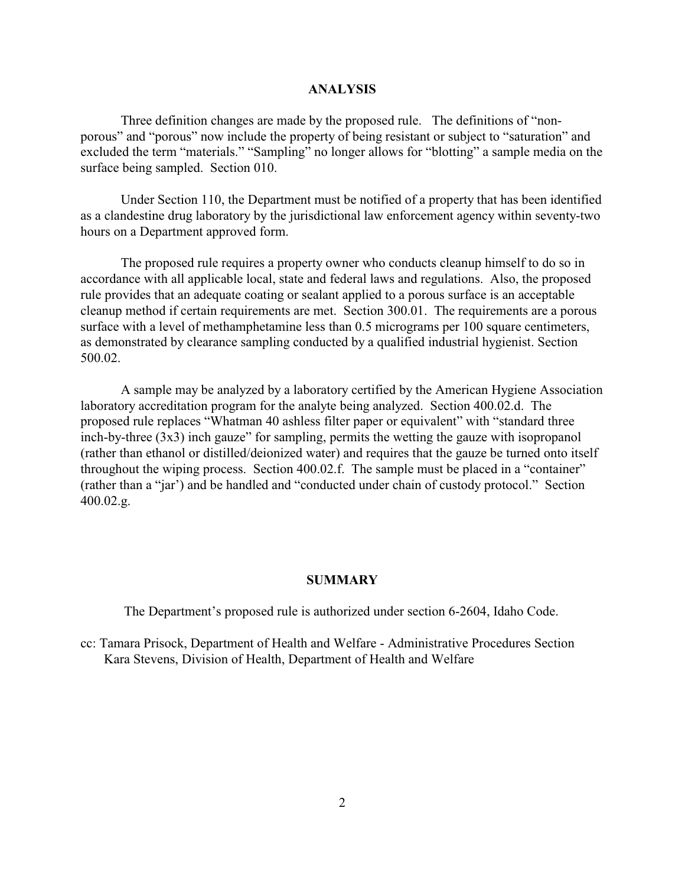## ANALYSIS

Three definition changes are made by the proposed rule. The definitions of "non-porous" and "porous" now include the property of being resistant or subject to "saturation" and excluded the term "materials." "Sampling" no longer allows for "blotting" a sample media on the surface being sampled. Section 010.

Under Section 110, the Department must be notified of a property that has been identified as a clandestine drug laboratory by the jurisdictional law enforcement agency within seventy-two hours on a Department approved form.

The proposed rule requires a property owner who conducts cleanup himself to do so in accordance with all applicable local, state and federal laws and regulations. Also, the proposed rule provides that an adequate coating or sealant applied to a porous surface is an acceptable cleanup method if certain requirements are met. Section 300.01. The requirements are a porous surface with a level of methamphetamine less than 0.5 micrograms per 100 square centimeters, as demonstrated by clearance sampling conducted by a qualified industrial hygienist. Section 500.02.

A sample may be analyzed by a laboratory certified by the American Hygiene Association laboratory accreditation program for the analyte being analyzed. Section 400.02.d. The proposed rule replaces "Whatman 40 ashless filter paper or equivalent" with "standard three inch-by-three (3x3) inch gauze" for sampling, permits the wetting the gauze with isopropanol (rather than ethanol or distilled/deionized water) and requires that the gauze be turned onto itself throughout the wiping process. Section 400.02.f. The sample must be placed in a "container" (rather than a "jar') and be handled and "conducted under chain of custody protocol." Section 400.02.g.

## SUMMARY

The Department's proposed rule is authorized under section 6-2604, Idaho Code.

cc: Tamara Prisock, Department of Health and Welfare - Administrative Procedures Section
Kara Stevens, Division of Health, Department of Health and Welfare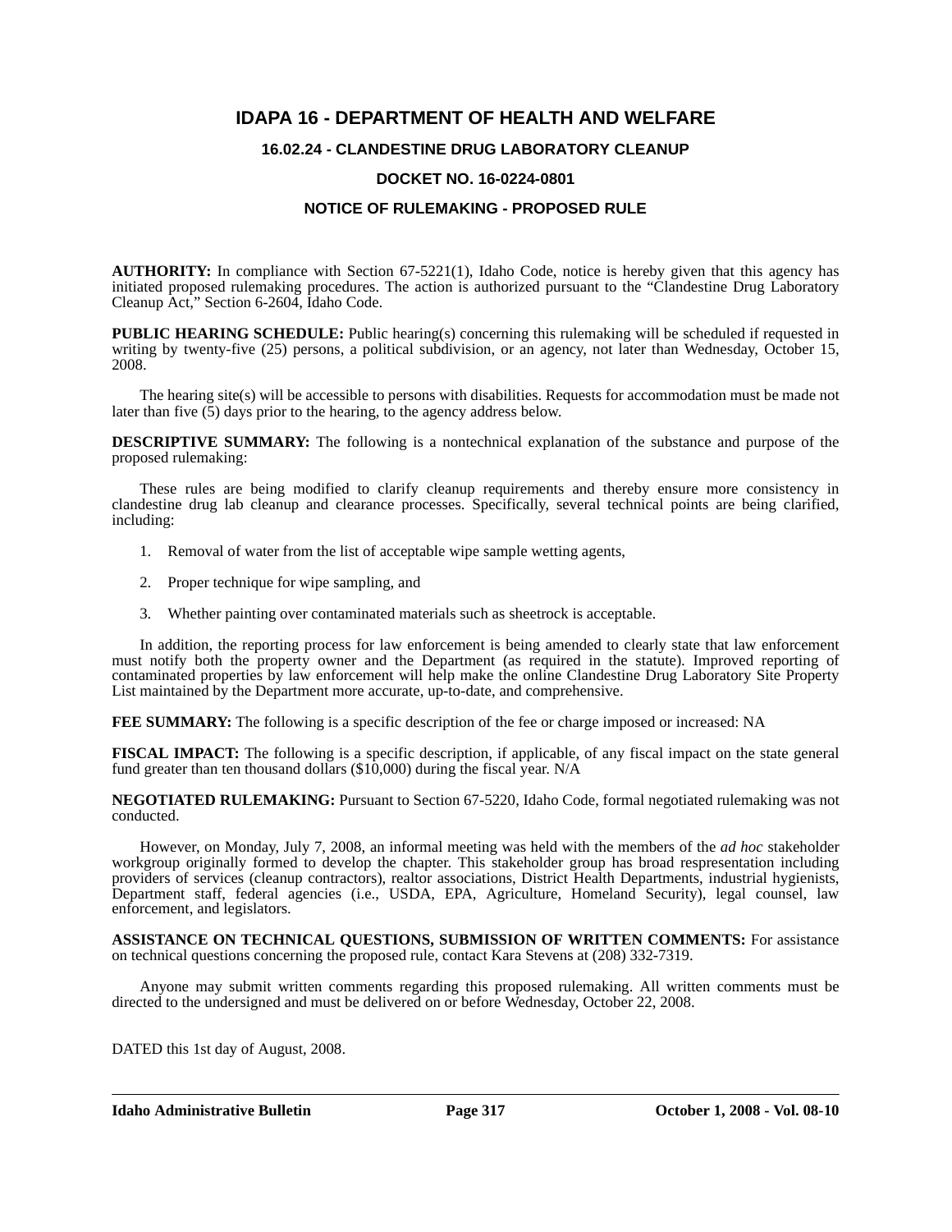# IDAPA 16 - DEPARTMENT OF HEALTH AND WELFARE

## 16.02.24 - CLANDESTINE DRUG LABORATORY CLEANUP

## DOCKET NO. 16-0224-0801

## NOTICE OF RULEMAKING - PROPOSED RULE

**AUTHORITY:** In compliance with Section 67-5221(1), Idaho Code, notice is hereby given that this agency has initiated proposed rulemaking procedures. The action is authorized pursuant to the "Clandestine Drug Laboratory Cleanup Act," Section 6-2604, Idaho Code.

**PUBLIC HEARING SCHEDULE:** Public hearing(s) concerning this rulemaking will be scheduled if requested in writing by twenty-five (25) persons, a political subdivision, or an agency, not later than Wednesday, October 15, 2008.

The hearing site(s) will be accessible to persons with disabilities. Requests for accommodation must be made not later than five (5) days prior to the hearing, to the agency address below.

**DESCRIPTIVE SUMMARY:** The following is a nontechnical explanation of the substance and purpose of the proposed rulemaking:

These rules are being modified to clarify cleanup requirements and thereby ensure more consistency in clandestine drug lab cleanup and clearance processes. Specifically, several technical points are being clarified, including:

1. Removal of water from the list of acceptable wipe sample wetting agents,
2. Proper technique for wipe sampling, and
3. Whether painting over contaminated materials such as sheetrock is acceptable.

In addition, the reporting process for law enforcement is being amended to clearly state that law enforcement must notify both the property owner and the Department (as required in the statute). Improved reporting of contaminated properties by law enforcement will help make the online Clandestine Drug Laboratory Site Property List maintained by the Department more accurate, up-to-date, and comprehensive.

**FEE SUMMARY:** The following is a specific description of the fee or charge imposed or increased: NA

**FISCAL IMPACT:** The following is a specific description, if applicable, of any fiscal impact on the state general fund greater than ten thousand dollars ($10,000) during the fiscal year. N/A

**NEGOTIATED RULEMAKING:** Pursuant to Section 67-5220, Idaho Code, formal negotiated rulemaking was not conducted.

However, on Monday, July 7, 2008, an informal meeting was held with the members of the *ad hoc* stakeholder workgroup originally formed to develop the chapter. This stakeholder group has broad respresentation including providers of services (cleanup contractors), realtor associations, District Health Departments, industrial hygienists, Department staff, federal agencies (i.e., USDA, EPA, Agriculture, Homeland Security), legal counsel, law enforcement, and legislators.

**ASSISTANCE ON TECHNICAL QUESTIONS, SUBMISSION OF WRITTEN COMMENTS:** For assistance on technical questions concerning the proposed rule, contact Kara Stevens at (208) 332-7319.

Anyone may submit written comments regarding this proposed rulemaking. All written comments must be directed to the undersigned and must be delivered on or before Wednesday, October 22, 2008.

DATED this 1st day of August, 2008.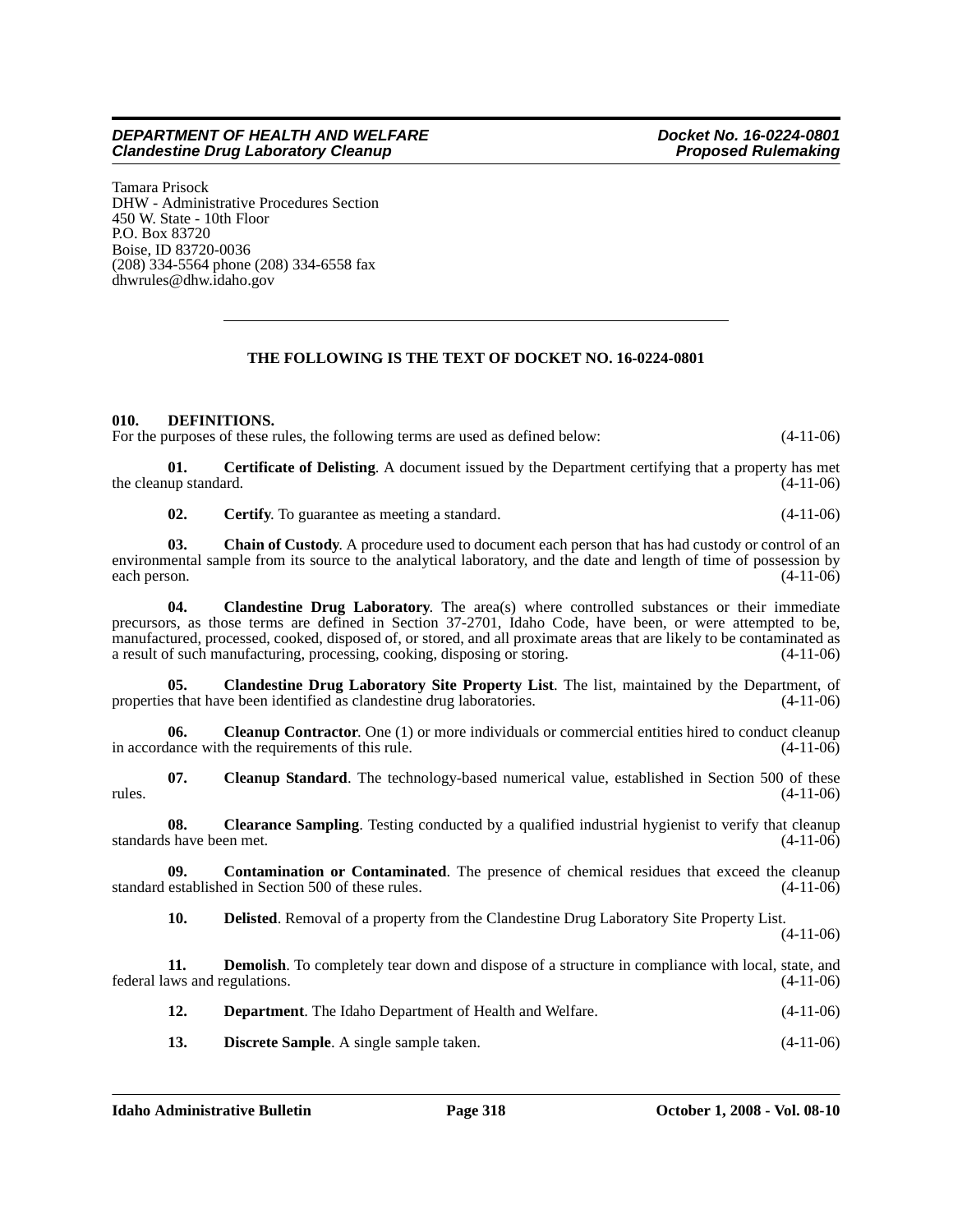Tamara Prisock
DHW - Administrative Procedures Section
450 W. State - 10th Floor
P.O. Box 83720
Boise, ID 83720-0036
(208) 334-5564 phone (208) 334-6558 fax
dhwrules@dhw.idaho.gov

---

**THE FOLLOWING IS THE TEXT OF DOCKET NO. 16-0224-0801**

**010. DEFINITIONS.**

For the purposes of these rules, the following terms are used as defined below: (4-11-06)

**01. Certificate of Delisting**. A document issued by the Department certifying that a property has met the cleanup standard. (4-11-06)

**02. Certify**. To guarantee as meeting a standard. (4-11-06)

**03. Chain of Custody**. A procedure used to document each person that has had custody or control of an environmental sample from its source to the analytical laboratory, and the date and length of time of possession by each person. (4-11-06)

**04. Clandestine Drug Laboratory**. The area(s) where controlled substances or their immediate precursors, as those terms are defined in Section 37-2701, Idaho Code, have been, or were attempted to be, manufactured, processed, cooked, disposed of, or stored, and all proximate areas that are likely to be contaminated as a result of such manufacturing, processing, cooking, disposing or storing. (4-11-06)

**05. Clandestine Drug Laboratory Site Property List**. The list, maintained by the Department, of properties that have been identified as clandestine drug laboratories. (4-11-06)

**06. Cleanup Contractor**. One (1) or more individuals or commercial entities hired to conduct cleanup in accordance with the requirements of this rule. (4-11-06)

**07. Cleanup Standard**. The technology-based numerical value, established in Section 500 of these rules. (4-11-06)

**08. Clearance Sampling**. Testing conducted by a qualified industrial hygienist to verify that cleanup standards have been met. (4-11-06)

**09. Contamination or Contaminated**. The presence of chemical residues that exceed the cleanup standard established in Section 500 of these rules. (4-11-06)

**10. Delisted**. Removal of a property from the Clandestine Drug Laboratory Site Property List. (4-11-06)

**11. Demolish**. To completely tear down and dispose of a structure in compliance with local, state, and federal laws and regulations. (4-11-06)

**12. Department**. The Idaho Department of Health and Welfare. (4-11-06)

**13. Discrete Sample**. A single sample taken. (4-11-06)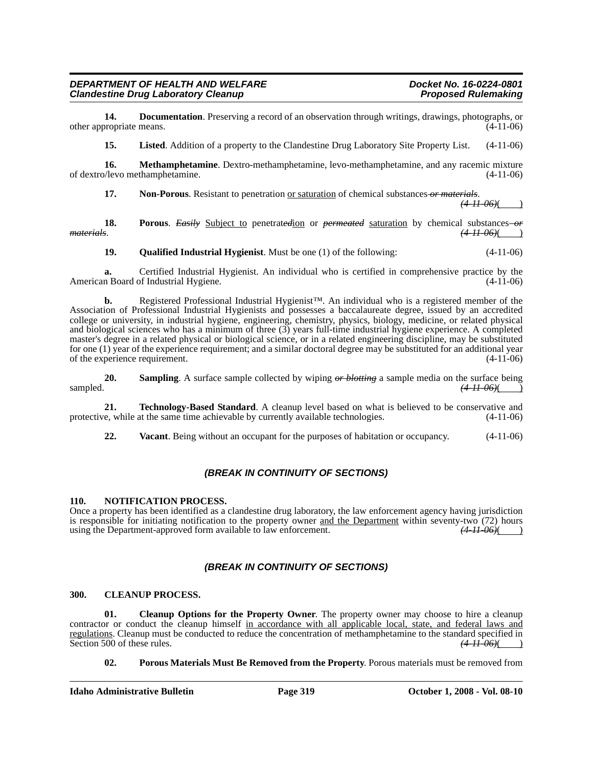**14. Documentation**. Preserving a record of an observation through writings, drawings, photographs, or other appropriate means. (4-11-06)

**15. Listed**. Addition of a property to the Clandestine Drug Laboratory Site Property List. (4-11-06)

**16. Methamphetamine**. Dextro-methamphetamine, levo-methamphetamine, and any racemic mixture of dextro/levo methamphetamine. (4-11-06)

**17. Non-Porous**. Resistant to penetration <u>or saturation</u> of chemical substances ~~*or materials*~~. ~~*(4-11-06)*~~(____)

**18. Porous**. ~~*Easily*~~ <u>Subject to</u> penetrat~~*ed*~~<u>ion</u> or ~~*permeated*~~ <u>saturation</u> by chemical substances ~~*or materials*~~. ~~*(4-11-06)*~~(____)

**19. Qualified Industrial Hygienist**. Must be one (1) of the following: (4-11-06)

**a.** Certified Industrial Hygienist. An individual who is certified in comprehensive practice by the American Board of Industrial Hygiene. (4-11-06)

**b.** Registered Professional Industrial Hygienist™. An individual who is a registered member of the Association of Professional Industrial Hygienists and possesses a baccalaureate degree, issued by an accredited college or university, in industrial hygiene, engineering, chemistry, physics, biology, medicine, or related physical and biological sciences who has a minimum of three (3) years full-time industrial hygiene experience. A completed master's degree in a related physical or biological science, or in a related engineering discipline, may be substituted for one (1) year of the experience requirement; and a similar doctoral degree may be substituted for an additional year of the experience requirement. (4-11-06)

**20. Sampling**. A surface sample collected by wiping ~~*or blotting*~~ a sample media on the surface being sampled. ~~*(4-11-06)*~~(____)

**21. Technology-Based Standard**. A cleanup level based on what is believed to be conservative and protective, while at the same time achievable by currently available technologies. (4-11-06)

**22. Vacant**. Being without an occupant for the purposes of habitation or occupancy. (4-11-06)

***(BREAK IN CONTINUITY OF SECTIONS)***

**110. NOTIFICATION PROCESS.**

Once a property has been identified as a clandestine drug laboratory, the law enforcement agency having jurisdiction is responsible for initiating notification to the property owner <u>and the Department</u> within seventy-two (72) hours using the Department-approved form available to law enforcement. ~~*(4-11-06)*~~(____)

***(BREAK IN CONTINUITY OF SECTIONS)***

**300. CLEANUP PROCESS.**

**01. Cleanup Options for the Property Owner**. The property owner may choose to hire a cleanup contractor or conduct the cleanup himself <u>in accordance with all applicable local, state, and federal laws and regulations</u>. Cleanup must be conducted to reduce the concentration of methamphetamine to the standard specified in Section 500 of these rules. ~~*(4-11-06)*~~(____)

**02. Porous Materials Must Be Removed from the Property**. Porous materials must be removed from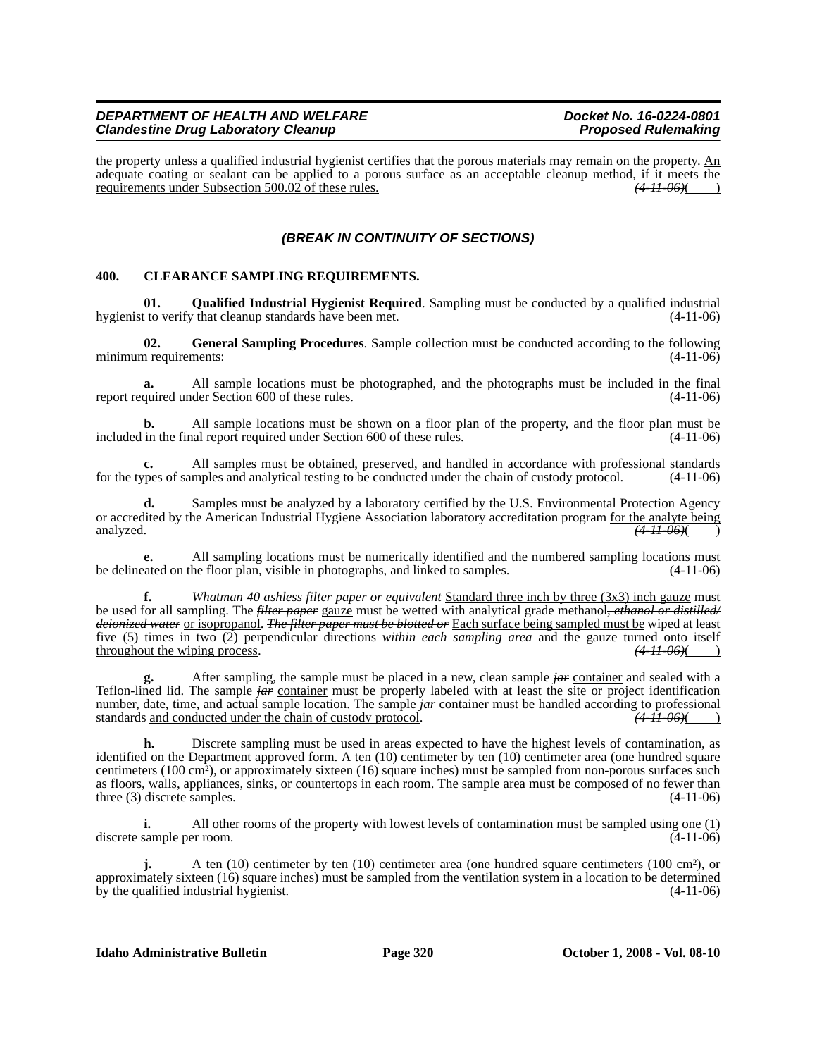the property unless a qualified industrial hygienist certifies that the porous materials may remain on the property. <u>An adequate coating or sealant can be applied to a porous surface as an acceptable cleanup method, if it meets the requirements under Subsection 500.02 of these rules.</u> ~~*(4-11-06)*~~( )

***(BREAK IN CONTINUITY OF SECTIONS)***

**400. CLEARANCE SAMPLING REQUIREMENTS.**

**01. Qualified Industrial Hygienist Required**. Sampling must be conducted by a qualified industrial hygienist to verify that cleanup standards have been met. (4-11-06)

**02. General Sampling Procedures**. Sample collection must be conducted according to the following minimum requirements: (4-11-06)

**a.** All sample locations must be photographed, and the photographs must be included in the final report required under Section 600 of these rules. (4-11-06)

**b.** All sample locations must be shown on a floor plan of the property, and the floor plan must be included in the final report required under Section 600 of these rules. (4-11-06)

**c.** All samples must be obtained, preserved, and handled in accordance with professional standards for the types of samples and analytical testing to be conducted under the chain of custody protocol. (4-11-06)

**d.** Samples must be analyzed by a laboratory certified by the U.S. Environmental Protection Agency or accredited by the American Industrial Hygiene Association laboratory accreditation program <u>for the analyte being analyzed</u>. ~~*(4-11-06)*~~( )

**e.** All sampling locations must be numerically identified and the numbered sampling locations must be delineated on the floor plan, visible in photographs, and linked to samples. (4-11-06)

**f.** ~~*Whatman 40 ashless filter paper or equivalent*~~ <u>Standard three inch by three (3x3) inch gauze</u> must be used for all sampling. The ~~*filter paper*~~ <u>gauze</u> must be wetted with analytical grade methanol~~*, ethanol or distilled/deionized water*~~ <u>or isopropanol</u>. ~~*The filter paper must be blotted or*~~ <u>Each surface being sampled must be</u> wiped at least five (5) times in two (2) perpendicular directions ~~*within each sampling area*~~ <u>and the gauze turned onto itself throughout the wiping process</u>. ~~*(4-11-06)*~~( )

**g.** After sampling, the sample must be placed in a new, clean sample ~~*jar*~~ <u>container</u> and sealed with a Teflon-lined lid. The sample ~~*jar*~~ <u>container</u> must be properly labeled with at least the site or project identification number, date, time, and actual sample location. The sample ~~*jar*~~ <u>container</u> must be handled according to professional standards <u>and conducted under the chain of custody protocol</u>. ~~*(4-11-06)*~~( )

**h.** Discrete sampling must be used in areas expected to have the highest levels of contamination, as identified on the Department approved form. A ten (10) centimeter by ten (10) centimeter area (one hundred square centimeters (100 $cm^2$), or approximately sixteen (16) square inches) must be sampled from non-porous surfaces such as floors, walls, appliances, sinks, or countertops in each room. The sample area must be composed of no fewer than three (3) discrete samples. (4-11-06)

**i.** All other rooms of the property with lowest levels of contamination must be sampled using one (1) discrete sample per room. (4-11-06)

**j.** A ten (10) centimeter by ten (10) centimeter area (one hundred square centimeters (100 $cm^2$), or approximately sixteen (16) square inches) must be sampled from the ventilation system in a location to be determined by the qualified industrial hygienist. (4-11-06)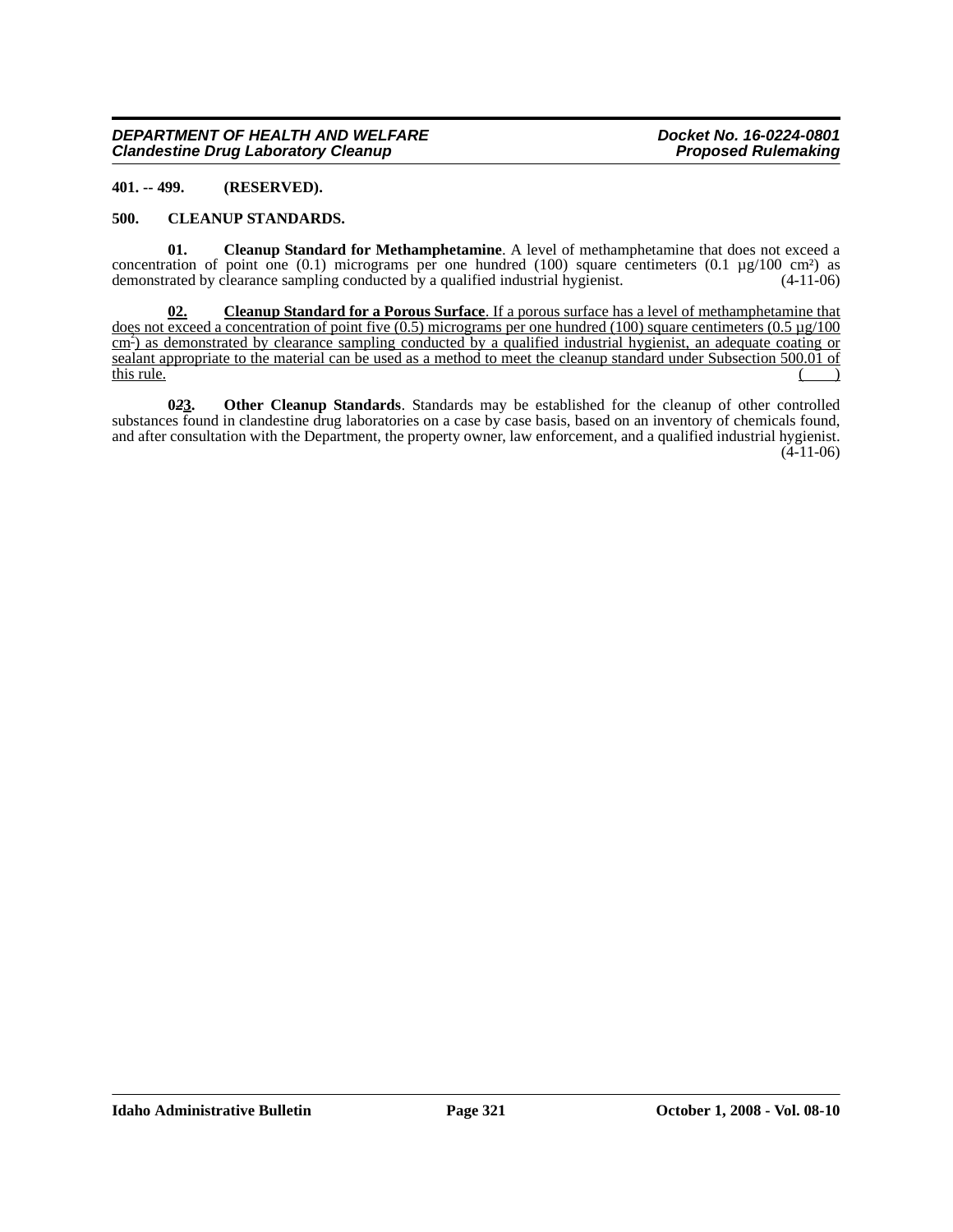**401. -- 499. (RESERVED).**

**500. CLEANUP STANDARDS.**

**01. Cleanup Standard for Methamphetamine**. A level of methamphetamine that does not exceed a concentration of point one (0.1) micrograms per one hundred (100) square centimeters (0.1 µg/100 $cm^2$) as demonstrated by clearance sampling conducted by a qualified industrial hygienist. (4-11-06)

**02. Cleanup Standard for a Porous Surface**. If a porous surface has a level of methamphetamine that does not exceed a concentration of point five (0.5) micrograms per one hundred (100) square centimeters (0.5 µg/100 $cm^2$) as demonstrated by clearance sampling conducted by a qualified industrial hygienist, an adequate coating or sealant appropriate to the material can be used as a method to meet the cleanup standard under Subsection 500.01 of this rule. ( )

**0~~2~~3. Other Cleanup Standards**. Standards may be established for the cleanup of other controlled substances found in clandestine drug laboratories on a case by case basis, based on an inventory of chemicals found, and after consultation with the Department, the property owner, law enforcement, and a qualified industrial hygienist. (4-11-06)